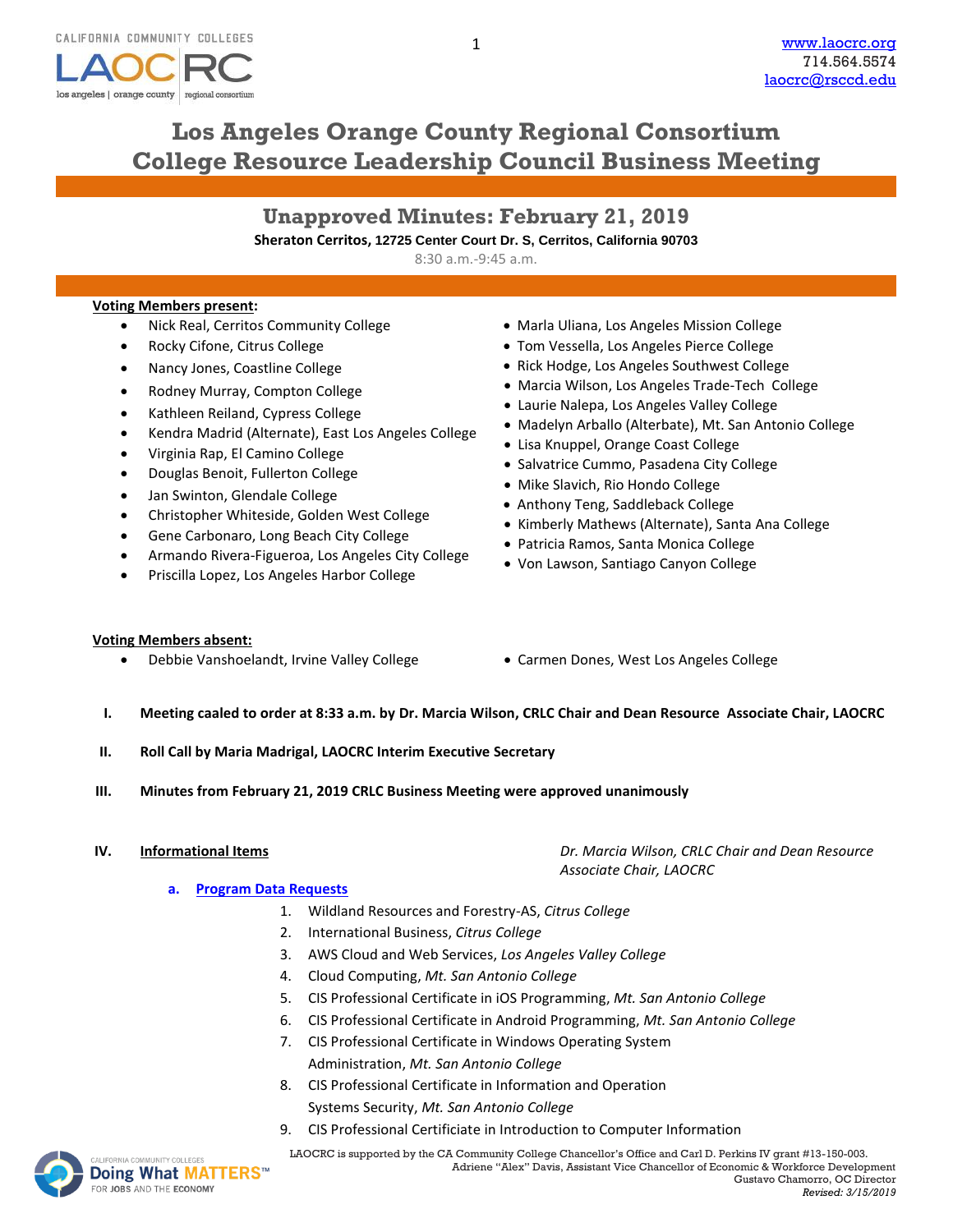# Los Angeles Orange County Regional Consortium
# College Resource Leadership Council Business Meeting

## Unapproved Minutes: February 21, 2019

**Sheraton Cerritos, 12725 Center Court Dr. S, Cerritos, California 90703**

8:30 a.m.-9:45 a.m.

**Voting Members present:**

- Nick Real, Cerritos Community College
- Rocky Cifone, Citrus College
- Nancy Jones, Coastline College
- Rodney Murray, Compton College
- Kathleen Reiland, Cypress College
- Kendra Madrid (Alternate), East Los Angeles College
- Virginia Rap, El Camino College
- Douglas Benoit, Fullerton College
- Jan Swinton, Glendale College
- Christopher Whiteside, Golden West College
- Gene Carbonaro, Long Beach City College
- Armando Rivera-Figueroa, Los Angeles City College
- Priscilla Lopez, Los Angeles Harbor College
- Marla Uliana, Los Angeles Mission College
- Tom Vessella, Los Angeles Pierce College
- Rick Hodge, Los Angeles Southwest College
- Marcia Wilson, Los Angeles Trade-Tech College
- Laurie Nalepa, Los Angeles Valley College
- Madelyn Arballo (Alterbate), Mt. San Antonio College
- Lisa Knuppel, Orange Coast College
- Salvatrice Cummo, Pasadena City College
- Mike Slavich, Rio Hondo College
- Anthony Teng, Saddleback College
- Kimberly Mathews (Alternate), Santa Ana College
- Patricia Ramos, Santa Monica College
- Von Lawson, Santiago Canyon College

**Voting Members absent:**

- Debbie Vanshoelandt, Irvine Valley College
- Carmen Dones, West Los Angeles College

I. **Meeting caaled to order at 8:33 a.m. by Dr. Marcia Wilson, CRLC Chair and Dean Resource Associate Chair, LAOCRC**

II. **Roll Call by Maria Madrigal, LAOCRC Interim Executive Secretary**

III. **Minutes from February 21, 2019 CRLC Business Meeting were approved unanimously**

IV. **Informational Items** — *Dr. Marcia Wilson, CRLC Chair and Dean Resource Associate Chair, LAOCRC*

**a. Program Data Requests**

1. Wildland Resources and Forestry-AS, *Citrus College*
2. International Business, *Citrus College*
3. AWS Cloud and Web Services, *Los Angeles Valley College*
4. Cloud Computing, *Mt. San Antonio College*
5. CIS Professional Certificate in iOS Programming, *Mt. San Antonio College*
6. CIS Professional Certificate in Android Programming, *Mt. San Antonio College*
7. CIS Professional Certificate in Windows Operating System Administration, *Mt. San Antonio College*
8. CIS Professional Certificate in Information and Operation Systems Security, *Mt. San Antonio College*
9. CIS Professional Certificiate in Introduction to Computer Information

LAOCRC is supported by the CA Community College Chancellor's Office and Carl D. Perkins IV grant #13-150-003.
Adriene "Alex" Davis, Assistant Vice Chancellor of Economic & Workforce Development
Gustavo Chamorro, OC Director
*Revised: 3/15/2019*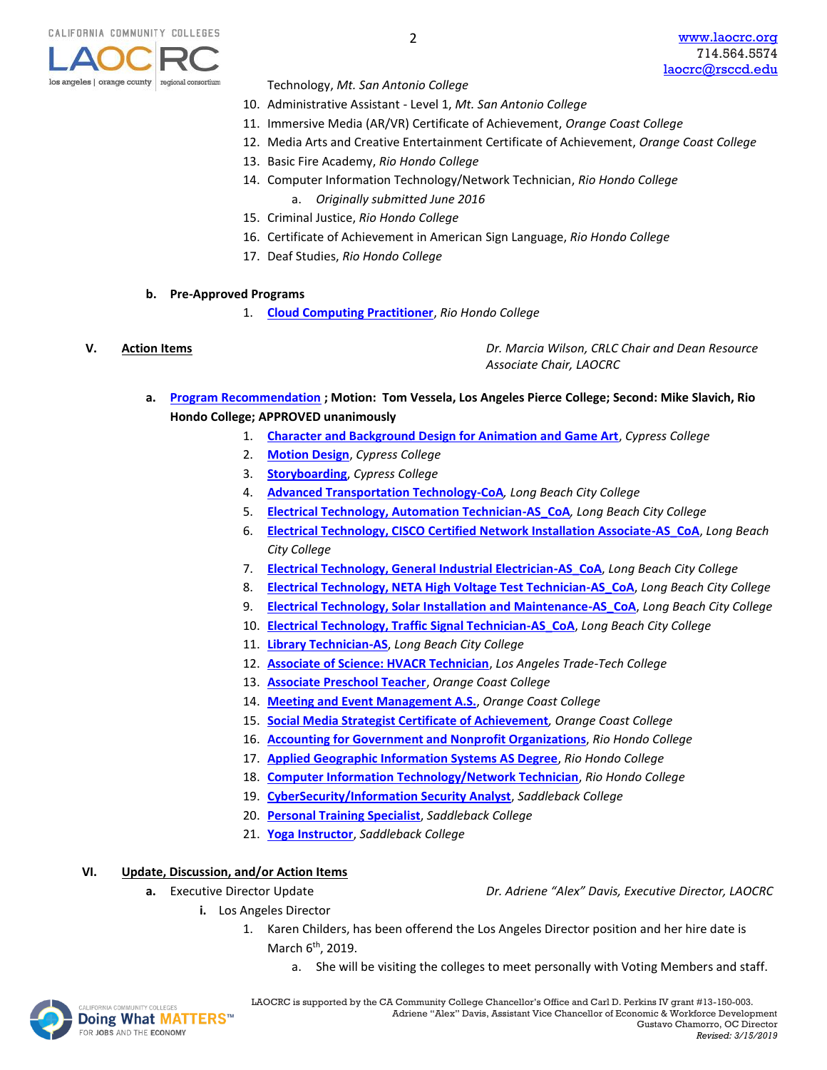Technology, *Mt. San Antonio College*

10. Administrative Assistant - Level 1, *Mt. San Antonio College*
11. Immersive Media (AR/VR) Certificate of Achievement, *Orange Coast College*
12. Media Arts and Creative Entertainment Certificate of Achievement, *Orange Coast College*
13. Basic Fire Academy, *Rio Hondo College*
14. Computer Information Technology/Network Technician, *Rio Hondo College*
    a. *Originally submitted June 2016*
15. Criminal Justice, *Rio Hondo College*
16. Certificate of Achievement in American Sign Language, *Rio Hondo College*
17. Deaf Studies, *Rio Hondo College*

**b. Pre-Approved Programs**

1. **Cloud Computing Practitioner**, *Rio Hondo College*

**V. Action Items** — *Dr. Marcia Wilson, CRLC Chair and Dean Resource Associate Chair, LAOCRC*

**a. Program Recommendation ; Motion: Tom Vessela, Los Angeles Pierce College; Second: Mike Slavich, Rio Hondo College; APPROVED unanimously**

1. **Character and Background Design for Animation and Game Art**, *Cypress College*
2. **Motion Design**, *Cypress College*
3. **Storyboarding**, *Cypress College*
4. **Advanced Transportation Technology-CoA**, *Long Beach City College*
5. **Electrical Technology, Automation Technician-AS_CoA**, *Long Beach City College*
6. **Electrical Technology, CISCO Certified Network Installation Associate-AS_CoA**, *Long Beach City College*
7. **Electrical Technology, General Industrial Electrician-AS_CoA**, *Long Beach City College*
8. **Electrical Technology, NETA High Voltage Test Technician-AS_CoA**, *Long Beach City College*
9. **Electrical Technology, Solar Installation and Maintenance-AS_CoA**, *Long Beach City College*
10. **Electrical Technology, Traffic Signal Technician-AS_CoA**, *Long Beach City College*
11. **Library Technician-AS**, *Long Beach City College*
12. **Associate of Science: HVACR Technician**, *Los Angeles Trade-Tech College*
13. **Associate Preschool Teacher**, *Orange Coast College*
14. **Meeting and Event Management A.S.**, *Orange Coast College*
15. **Social Media Strategist Certificate of Achievement**, *Orange Coast College*
16. **Accounting for Government and Nonprofit Organizations**, *Rio Hondo College*
17. **Applied Geographic Information Systems AS Degree**, *Rio Hondo College*
18. **Computer Information Technology/Network Technician**, *Rio Hondo College*
19. **CyberSecurity/Information Security Analyst**, *Saddleback College*
20. **Personal Training Specialist**, *Saddleback College*
21. **Yoga Instructor**, *Saddleback College*

**VI. Update, Discussion, and/or Action Items**

**a.** Executive Director Update — *Dr. Adriene "Alex" Davis, Executive Director, LAOCRC*

**i.** Los Angeles Director

1. Karen Childers, has been offerend the Los Angeles Director position and her hire date is March 6th, 2019.
    a. She will be visiting the colleges to meet personally with Voting Members and staff.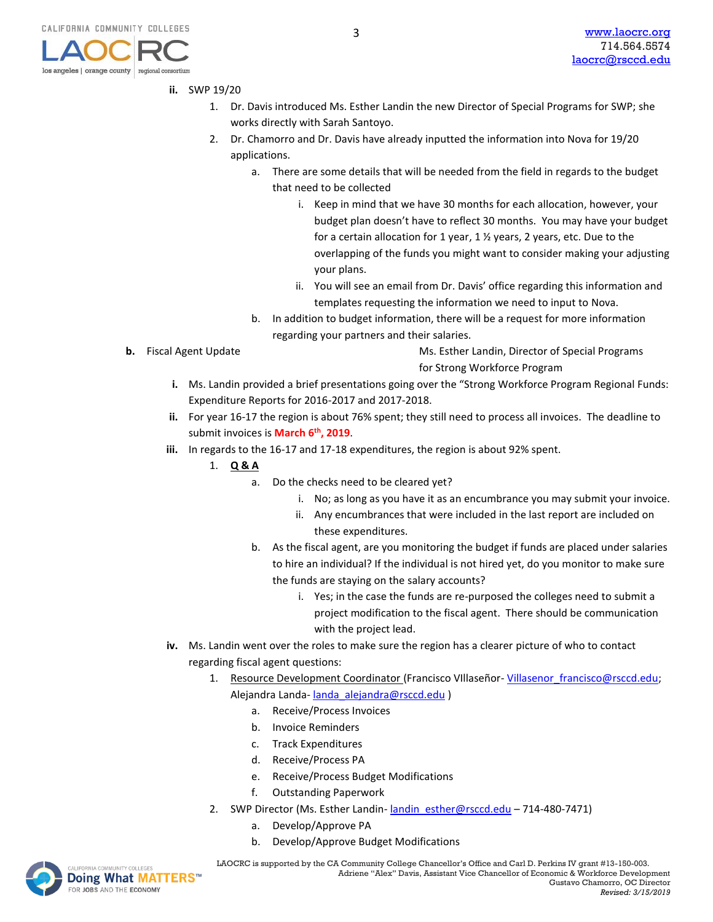ii. SWP 19/20

1. Dr. Davis introduced Ms. Esther Landin the new Director of Special Programs for SWP; she works directly with Sarah Santoyo.
2. Dr. Chamorro and Dr. Davis have already inputted the information into Nova for 19/20 applications.
   a. There are some details that will be needed from the field in regards to the budget that need to be collected
      i. Keep in mind that we have 30 months for each allocation, however, your budget plan doesn't have to reflect 30 months. You may have your budget for a certain allocation for 1 year, 1 ½ years, 2 years, etc. Due to the overlapping of the funds you might want to consider making your adjusting your plans.
      ii. You will see an email from Dr. Davis' office regarding this information and templates requesting the information we need to input to Nova.
   b. In addition to budget information, there will be a request for more information regarding your partners and their salaries.

**b.** Fiscal Agent Update — Ms. Esther Landin, Director of Special Programs for Strong Workforce Program

**i.** Ms. Landin provided a brief presentations going over the "Strong Workforce Program Regional Funds: Expenditure Reports for 2016-2017 and 2017-2018.

**ii.** For year 16-17 the region is about 76% spent; they still need to process all invoices. The deadline to submit invoices is **March 6th, 2019**.

**iii.** In regards to the 16-17 and 17-18 expenditures, the region is about 92% spent.

1. **Q & A**
   a. Do the checks need to be cleared yet?
      i. No; as long as you have it as an encumbrance you may submit your invoice.
      ii. Any encumbrances that were included in the last report are included on these expenditures.
   b. As the fiscal agent, are you monitoring the budget if funds are placed under salaries to hire an individual? If the individual is not hired yet, do you monitor to make sure the funds are staying on the salary accounts?
      i. Yes; in the case the funds are re-purposed the colleges need to submit a project modification to the fiscal agent. There should be communication with the project lead.

**iv.** Ms. Landin went over the roles to make sure the region has a clearer picture of who to contact regarding fiscal agent questions:

1. Resource Development Coordinator (Francisco VIllaseñor- Villasenor_francisco@rsccd.edu; Alejandra Landa- landa_alejandra@rsccd.edu )
   a. Receive/Process Invoices
   b. Invoice Reminders
   c. Track Expenditures
   d. Receive/Process PA
   e. Receive/Process Budget Modifications
   f. Outstanding Paperwork
2. SWP Director (Ms. Esther Landin- landin_esther@rsccd.edu – 714-480-7471)
   a. Develop/Approve PA
   b. Develop/Approve Budget Modifications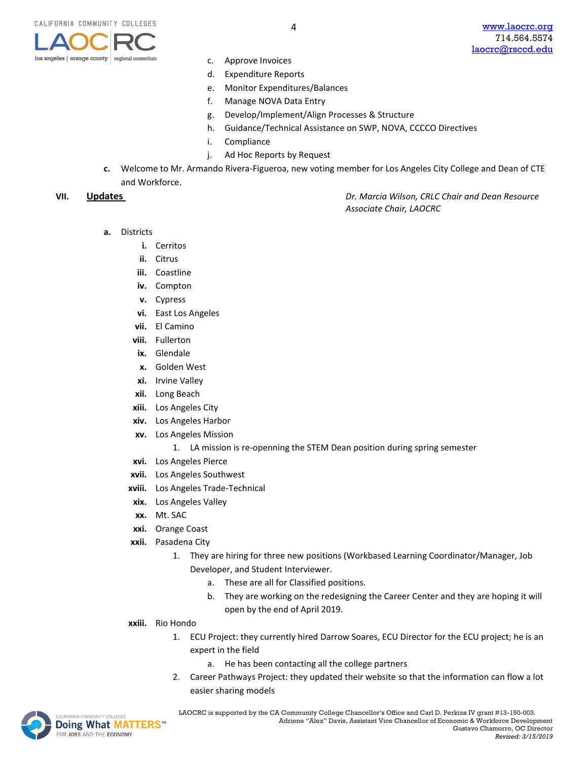c. Approve Invoices
   d. Expenditure Reports
   e. Monitor Expenditures/Balances
   f. Manage NOVA Data Entry
   g. Develop/Implement/Align Processes & Structure
   h. Guidance/Technical Assistance on SWP, NOVA, CCCCO Directives
   i. Compliance
   j. Ad Hoc Reports by Request

**c.** Welcome to Mr. Armando Rivera-Figueroa, new voting member for Los Angeles City College and Dean of CTE and Workforce.

## VII. Updates

*Dr. Marcia Wilson, CRLC Chair and Dean Resource Associate Chair, LAOCRC*

**a.** Districts

- **i.** Cerritos
- **ii.** Citrus
- **iii.** Coastline
- **iv.** Compton
- **v.** Cypress
- **vi.** East Los Angeles
- **vii.** El Camino
- **viii.** Fullerton
- **ix.** Glendale
- **x.** Golden West
- **xi.** Irvine Valley
- **xii.** Long Beach
- **xiii.** Los Angeles City
- **xiv.** Los Angeles Harbor
- **xv.** Los Angeles Mission
  1. LA mission is re-openning the STEM Dean position during spring semester
- **xvi.** Los Angeles Pierce
- **xvii.** Los Angeles Southwest
- **xviii.** Los Angeles Trade-Technical
- **xix.** Los Angeles Valley
- **xx.** Mt. SAC
- **xxi.** Orange Coast
- **xxii.** Pasadena City
  1. They are hiring for three new positions (Workbased Learning Coordinator/Manager, Job Developer, and Student Interviewer.
     a. These are all for Classified positions.
     b. They are working on the redesigning the Career Center and they are hoping it will open by the end of April 2019.
- **xxiii.** Rio Hondo
  1. ECU Project: they currently hired Darrow Soares, ECU Director for the ECU project; he is an expert in the field
     a. He has been contacting all the college partners
  2. Career Pathways Project: they updated their website so that the information can flow a lot easier sharing models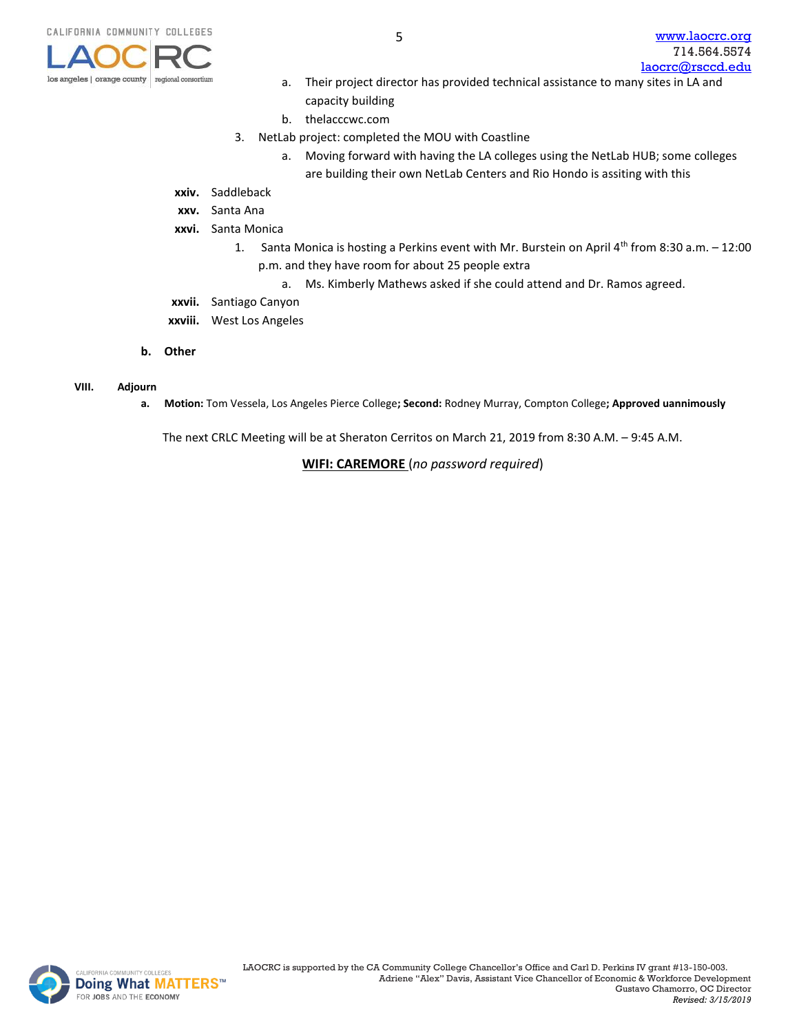a. Their project director has provided technical assistance to many sites in LA and capacity building
b. thelacccwc.com

3. NetLab project: completed the MOU with Coastline
   a. Moving forward with having the LA colleges using the NetLab HUB; some colleges are building their own NetLab Centers and Rio Hondo is assiting with this

**xxiv.** Saddleback

**xxv.** Santa Ana

**xxvi.** Santa Monica

1. Santa Monica is hosting a Perkins event with Mr. Burstein on April 4th from 8:30 a.m. – 12:00 p.m. and they have room for about 25 people extra
   a. Ms. Kimberly Mathews asked if she could attend and Dr. Ramos agreed.

**xxvii.** Santiago Canyon

**xxviii.** West Los Angeles

**b. Other**

## VIII. Adjourn

**a. Motion:** Tom Vessela, Los Angeles Pierce College**; Second:** Rodney Murray, Compton College**; Approved uannimously**

The next CRLC Meeting will be at Sheraton Cerritos on March 21, 2019 from 8:30 A.M. – 9:45 A.M.

**WIFI: CAREMORE** (*no password required*)

LAOCRC is supported by the CA Community College Chancellor's Office and Carl D. Perkins IV grant #13-150-003.
Adriene "Alex" Davis, Assistant Vice Chancellor of Economic & Workforce Development
Gustavo Chamorro, OC Director
*Revised: 3/15/2019*